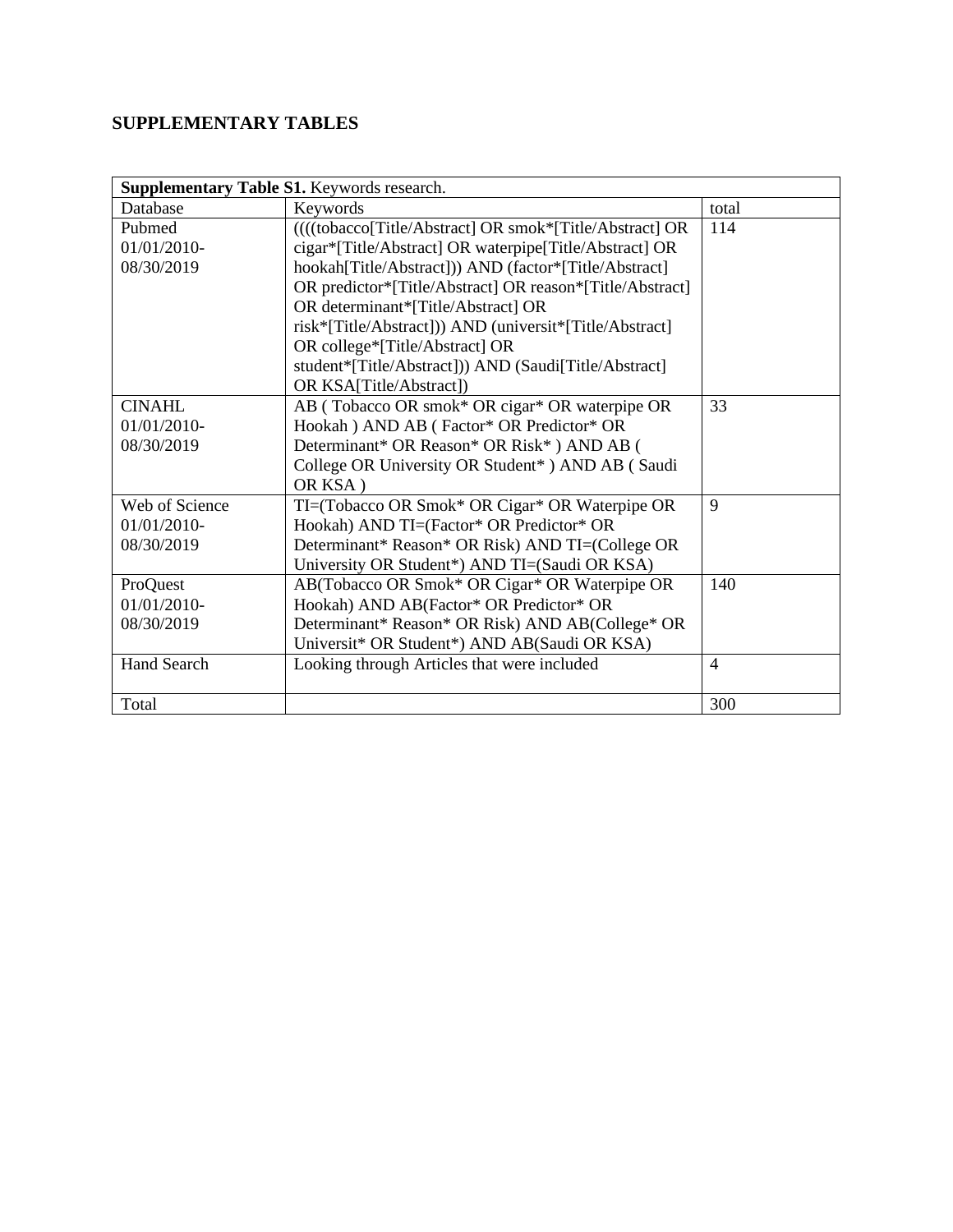## SUPPLEMENTARY TABLES

| **Supplementary Table S1.** Keywords research. | | |
|---|---|---|
| Database | Keywords | total |
| Pubmed 01/01/2010-08/30/2019 | ((((tobacco[Title/Abstract] OR smok*[Title/Abstract] OR cigar*[Title/Abstract] OR waterpipe[Title/Abstract] OR hookah[Title/Abstract])) AND (factor*[Title/Abstract] OR predictor*[Title/Abstract] OR reason*[Title/Abstract] OR determinant*[Title/Abstract] OR risk*[Title/Abstract])) AND (universit*[Title/Abstract] OR college*[Title/Abstract] OR student*[Title/Abstract])) AND (Saudi[Title/Abstract] OR KSA[Title/Abstract]) | 114 |
| CINAHL 01/01/2010-08/30/2019 | AB ( Tobacco OR smok* OR cigar* OR waterpipe OR Hookah ) AND AB ( Factor* OR Predictor* OR Determinant* OR Reason* OR Risk* ) AND AB ( College OR University OR Student* ) AND AB ( Saudi OR KSA ) | 33 |
| Web of Science 01/01/2010-08/30/2019 | TI=(Tobacco OR Smok* OR Cigar* OR Waterpipe OR Hookah) AND TI=(Factor* OR Predictor* OR Determinant* Reason* OR Risk) AND TI=(College OR University OR Student*) AND TI=(Saudi OR KSA) | 9 |
| ProQuest 01/01/2010-08/30/2019 | AB(Tobacco OR Smok* OR Cigar* OR Waterpipe OR Hookah) AND AB(Factor* OR Predictor* OR Determinant* Reason* OR Risk) AND AB(College* OR Universit* OR Student*) AND AB(Saudi OR KSA) | 140 |
| Hand Search | Looking through Articles that were included | 4 |
| Total | | 300 |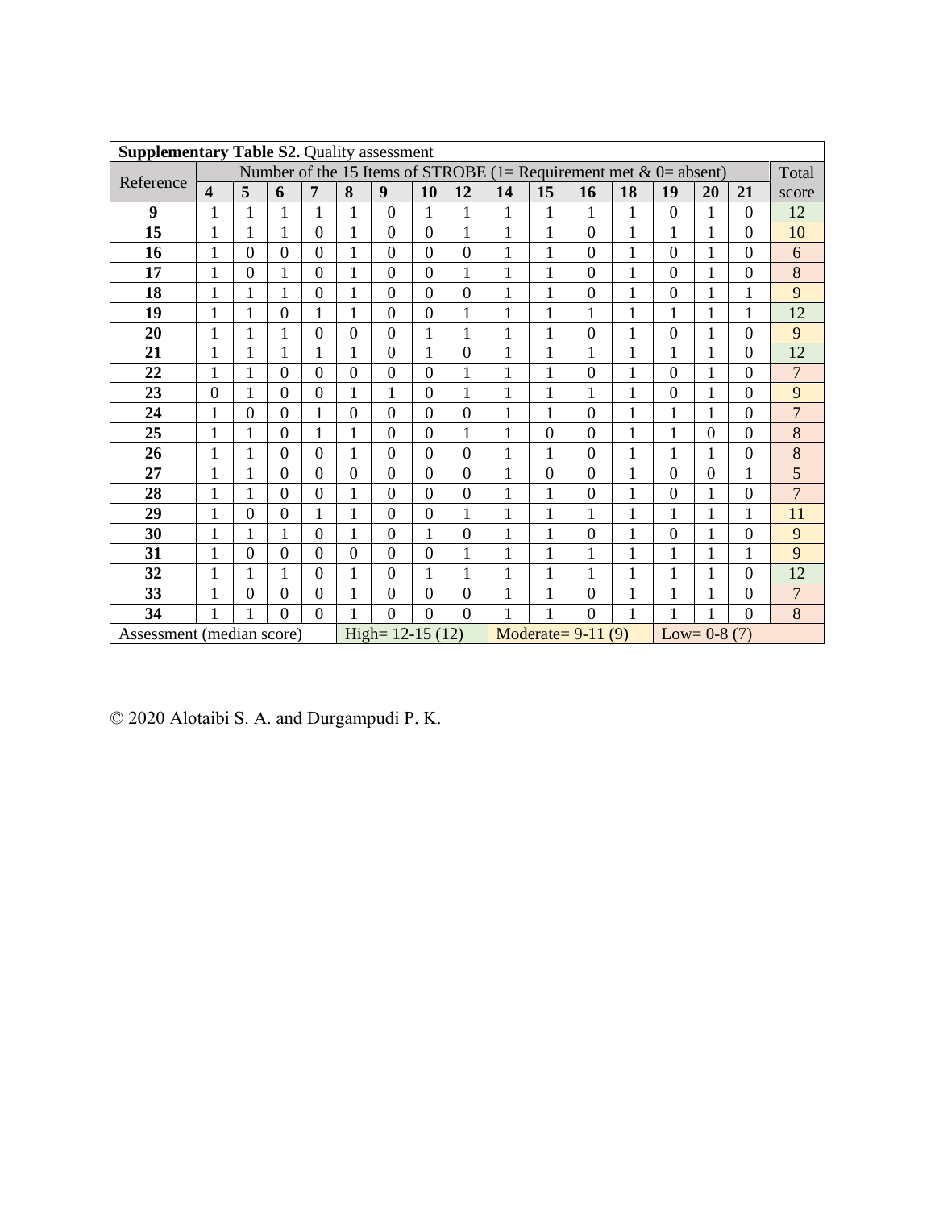**Supplementary Table S2.** Quality assessment

| Reference | Number of the 15 Items of STROBE (1= Requirement met & 0= absent) | | | | | | | | | | | | | | | Total score |
|---|---|---|---|---|---|---|---|---|---|---|---|---|---|---|---|---|
| | **4** | **5** | **6** | **7** | **8** | **9** | **10** | **12** | **14** | **15** | **16** | **18** | **19** | **20** | **21** | |
| **9** | 1 | 1 | 1 | 1 | 1 | 0 | 1 | 1 | 1 | 1 | 1 | 1 | 0 | 1 | 0 | 12 |
| **15** | 1 | 1 | 1 | 0 | 1 | 0 | 0 | 1 | 1 | 1 | 0 | 1 | 1 | 1 | 0 | 10 |
| **16** | 1 | 0 | 0 | 0 | 1 | 0 | 0 | 0 | 1 | 1 | 0 | 1 | 0 | 1 | 0 | 6 |
| **17** | 1 | 0 | 1 | 0 | 1 | 0 | 0 | 1 | 1 | 1 | 0 | 1 | 0 | 1 | 0 | 8 |
| **18** | 1 | 1 | 1 | 0 | 1 | 0 | 0 | 0 | 1 | 1 | 0 | 1 | 0 | 1 | 1 | 9 |
| **19** | 1 | 1 | 0 | 1 | 1 | 0 | 0 | 1 | 1 | 1 | 1 | 1 | 1 | 1 | 1 | 12 |
| **20** | 1 | 1 | 1 | 0 | 0 | 0 | 1 | 1 | 1 | 1 | 0 | 1 | 0 | 1 | 0 | 9 |
| **21** | 1 | 1 | 1 | 1 | 1 | 0 | 1 | 0 | 1 | 1 | 1 | 1 | 1 | 1 | 0 | 12 |
| **22** | 1 | 1 | 0 | 0 | 0 | 0 | 0 | 1 | 1 | 1 | 0 | 1 | 0 | 1 | 0 | 7 |
| **23** | 0 | 1 | 0 | 0 | 1 | 1 | 0 | 1 | 1 | 1 | 1 | 1 | 0 | 1 | 0 | 9 |
| **24** | 1 | 0 | 0 | 1 | 0 | 0 | 0 | 0 | 1 | 1 | 0 | 1 | 1 | 1 | 0 | 7 |
| **25** | 1 | 1 | 0 | 1 | 1 | 0 | 0 | 1 | 1 | 0 | 0 | 1 | 1 | 0 | 0 | 8 |
| **26** | 1 | 1 | 0 | 0 | 1 | 0 | 0 | 0 | 1 | 1 | 0 | 1 | 1 | 1 | 0 | 8 |
| **27** | 1 | 1 | 0 | 0 | 0 | 0 | 0 | 0 | 1 | 0 | 0 | 1 | 0 | 0 | 1 | 5 |
| **28** | 1 | 1 | 0 | 0 | 1 | 0 | 0 | 0 | 1 | 1 | 0 | 1 | 0 | 1 | 0 | 7 |
| **29** | 1 | 0 | 0 | 1 | 1 | 0 | 0 | 1 | 1 | 1 | 1 | 1 | 1 | 1 | 1 | 11 |
| **30** | 1 | 1 | 1 | 0 | 1 | 0 | 1 | 0 | 1 | 1 | 0 | 1 | 0 | 1 | 0 | 9 |
| **31** | 1 | 0 | 0 | 0 | 0 | 0 | 0 | 1 | 1 | 1 | 1 | 1 | 1 | 1 | 1 | 9 |
| **32** | 1 | 1 | 1 | 0 | 1 | 0 | 1 | 1 | 1 | 1 | 1 | 1 | 1 | 1 | 0 | 12 |
| **33** | 1 | 0 | 0 | 0 | 1 | 0 | 0 | 0 | 1 | 1 | 0 | 1 | 1 | 1 | 0 | 7 |
| **34** | 1 | 1 | 0 | 0 | 1 | 0 | 0 | 0 | 1 | 1 | 0 | 1 | 1 | 1 | 0 | 8 |
| Assessment (median score) | | | | | High= 12-15 (12) | | | | Moderate= 9-11 (9) | | | | Low= 0-8 (7) | | | |

© 2020 Alotaibi S. A. and Durgampudi P. K.